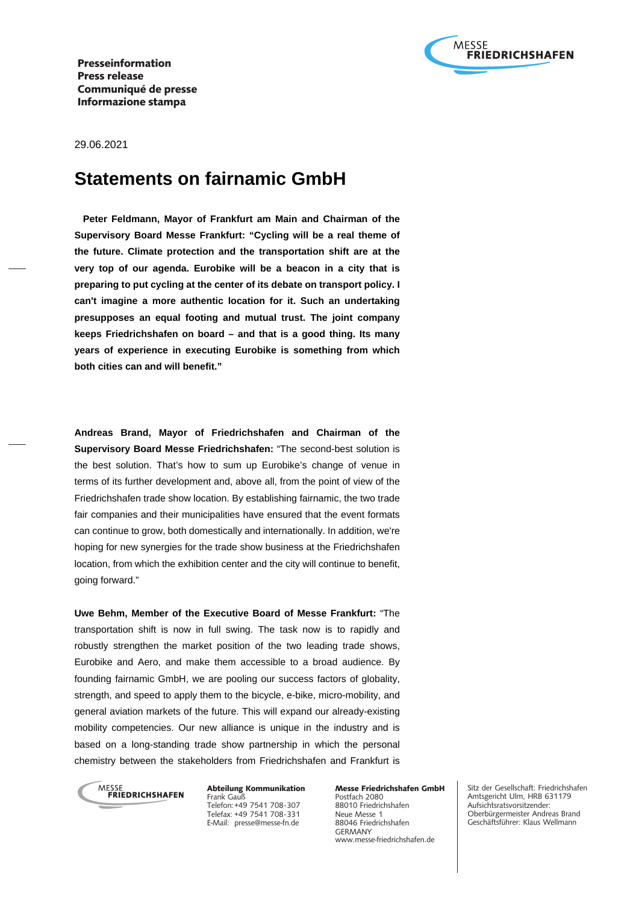**Presseinformation**
**Press release**
**Communiqué de presse**
**Informazione stampa**

29.06.2021

# Statements on fairnamic GmbH

**Peter Feldmann, Mayor of Frankfurt am Main and Chairman of the Supervisory Board Messe Frankfurt: "Cycling will be a real theme of the future. Climate protection and the transportation shift are at the very top of our agenda. Eurobike will be a beacon in a city that is preparing to put cycling at the center of its debate on transport policy. I can't imagine a more authentic location for it. Such an undertaking presupposes an equal footing and mutual trust. The joint company keeps Friedrichshafen on board – and that is a good thing. Its many years of experience in executing Eurobike is something from which both cities can and will benefit."**

**Andreas Brand, Mayor of Friedrichshafen and Chairman of the Supervisory Board Messe Friedrichshafen:** "The second-best solution is the best solution. That's how to sum up Eurobike's change of venue in terms of its further development and, above all, from the point of view of the Friedrichshafen trade show location. By establishing fairnamic, the two trade fair companies and their municipalities have ensured that the event formats can continue to grow, both domestically and internationally. In addition, we're hoping for new synergies for the trade show business at the Friedrichshafen location, from which the exhibition center and the city will continue to benefit, going forward."

**Uwe Behm, Member of the Executive Board of Messe Frankfurt:** "The transportation shift is now in full swing. The task now is to rapidly and robustly strengthen the market position of the two leading trade shows, Eurobike and Aero, and make them accessible to a broad audience. By founding fairnamic GmbH, we are pooling our success factors of globality, strength, and speed to apply them to the bicycle, e-bike, micro-mobility, and general aviation markets of the future. This will expand our already-existing mobility competencies. Our new alliance is unique in the industry and is based on a long-standing trade show partnership in which the personal chemistry between the stakeholders from Friedrichshafen and Frankfurt is

**Abteilung Kommunikation**
Frank Gauß
Telefon: +49 7541 708-307
Telefax: +49 7541 708-331
E-Mail: presse@messe-fn.de

**Messe Friedrichshafen GmbH**
Postfach 2080
88010 Friedrichshafen
Neue Messe 1
88046 Friedrichshafen
GERMANY
www.messe-friedrichshafen.de

Sitz der Gesellschaft: Friedrichshafen
Amtsgericht Ulm, HRB 631179
Aufsichtsratsvorsitzender:
Oberbürgermeister Andreas Brand
Geschäftsführer: Klaus Wellmann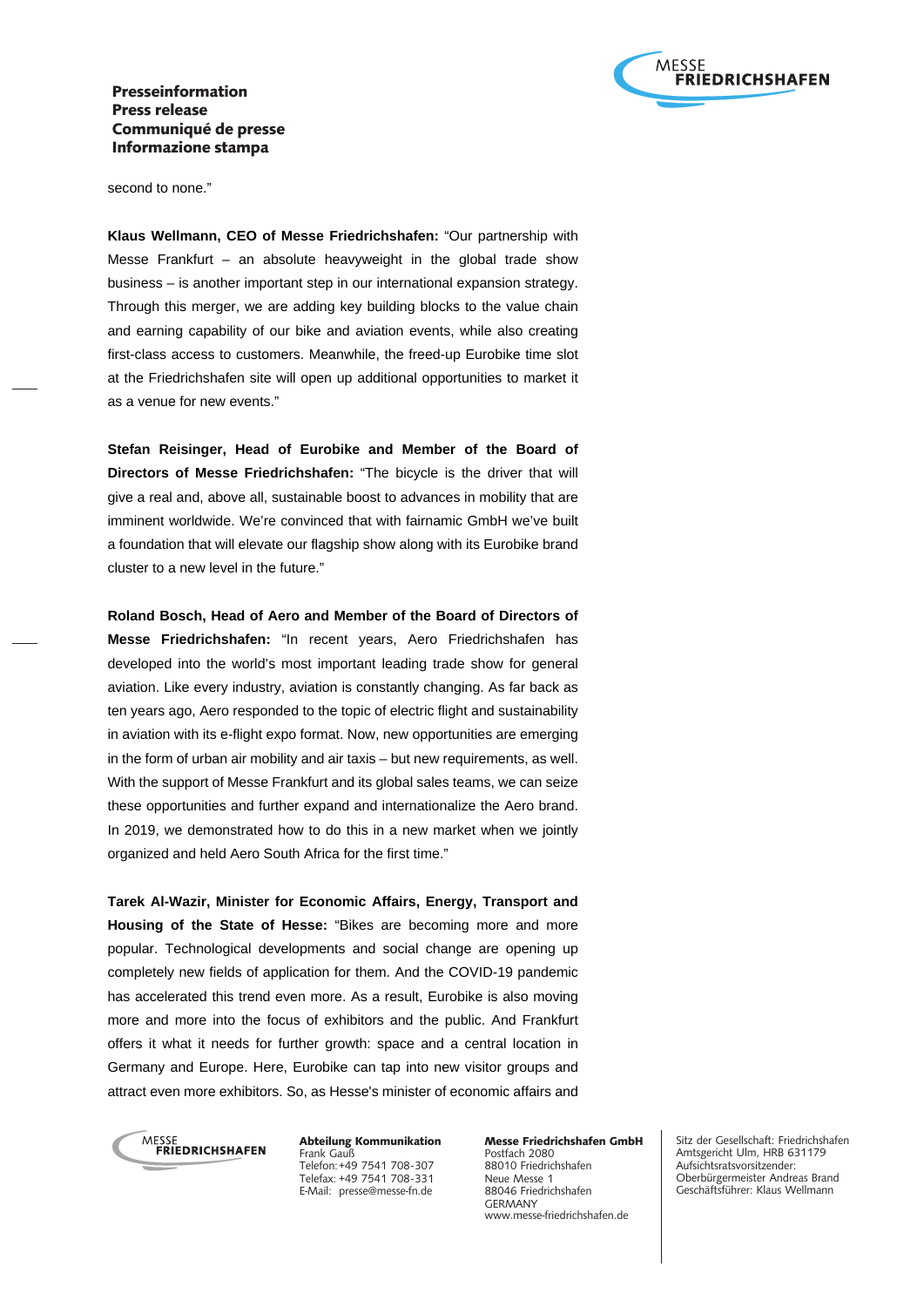second to none."

**Klaus Wellmann, CEO of Messe Friedrichshafen:** "Our partnership with Messe Frankfurt – an absolute heavyweight in the global trade show business – is another important step in our international expansion strategy. Through this merger, we are adding key building blocks to the value chain and earning capability of our bike and aviation events, while also creating first-class access to customers. Meanwhile, the freed-up Eurobike time slot at the Friedrichshafen site will open up additional opportunities to market it as a venue for new events."

**Stefan Reisinger, Head of Eurobike and Member of the Board of Directors of Messe Friedrichshafen:** "The bicycle is the driver that will give a real and, above all, sustainable boost to advances in mobility that are imminent worldwide. We're convinced that with fairnamic GmbH we've built a foundation that will elevate our flagship show along with its Eurobike brand cluster to a new level in the future."

**Roland Bosch, Head of Aero and Member of the Board of Directors of Messe Friedrichshafen:** "In recent years, Aero Friedrichshafen has developed into the world's most important leading trade show for general aviation. Like every industry, aviation is constantly changing. As far back as ten years ago, Aero responded to the topic of electric flight and sustainability in aviation with its e-flight expo format. Now, new opportunities are emerging in the form of urban air mobility and air taxis – but new requirements, as well. With the support of Messe Frankfurt and its global sales teams, we can seize these opportunities and further expand and internationalize the Aero brand. In 2019, we demonstrated how to do this in a new market when we jointly organized and held Aero South Africa for the first time."

**Tarek Al-Wazir, Minister for Economic Affairs, Energy, Transport and Housing of the State of Hesse:** "Bikes are becoming more and more popular. Technological developments and social change are opening up completely new fields of application for them. And the COVID-19 pandemic has accelerated this trend even more. As a result, Eurobike is also moving more and more into the focus of exhibitors and the public. And Frankfurt offers it what it needs for further growth: space and a central location in Germany and Europe. Here, Eurobike can tap into new visitor groups and attract even more exhibitors. So, as Hesse's minister of economic affairs and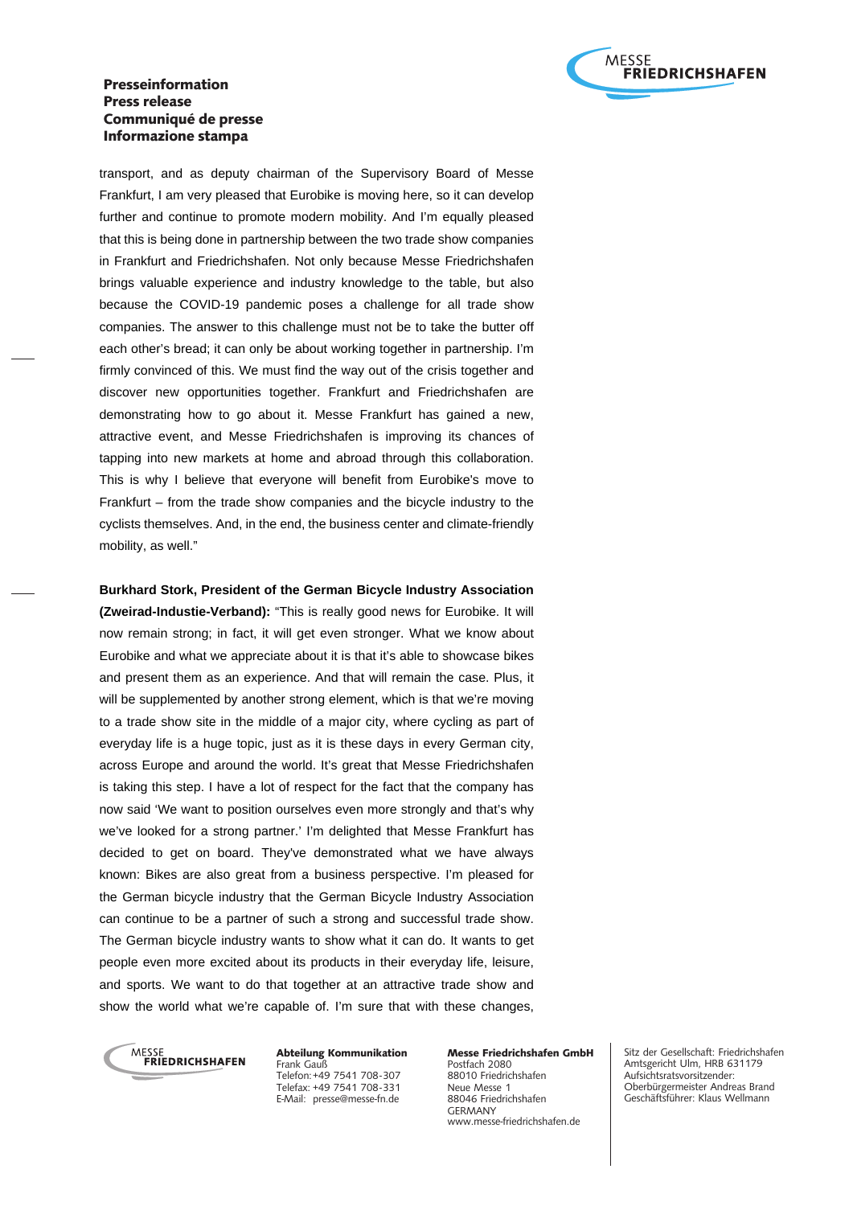transport, and as deputy chairman of the Supervisory Board of Messe Frankfurt, I am very pleased that Eurobike is moving here, so it can develop further and continue to promote modern mobility. And I'm equally pleased that this is being done in partnership between the two trade show companies in Frankfurt and Friedrichshafen. Not only because Messe Friedrichshafen brings valuable experience and industry knowledge to the table, but also because the COVID-19 pandemic poses a challenge for all trade show companies. The answer to this challenge must not be to take the butter off each other's bread; it can only be about working together in partnership. I'm firmly convinced of this. We must find the way out of the crisis together and discover new opportunities together. Frankfurt and Friedrichshafen are demonstrating how to go about it. Messe Frankfurt has gained a new, attractive event, and Messe Friedrichshafen is improving its chances of tapping into new markets at home and abroad through this collaboration. This is why I believe that everyone will benefit from Eurobike's move to Frankfurt – from the trade show companies and the bicycle industry to the cyclists themselves. And, in the end, the business center and climate-friendly mobility, as well."

**Burkhard Stork, President of the German Bicycle Industry Association (Zweirad-Industie-Verband):** "This is really good news for Eurobike. It will now remain strong; in fact, it will get even stronger. What we know about Eurobike and what we appreciate about it is that it's able to showcase bikes and present them as an experience. And that will remain the case. Plus, it will be supplemented by another strong element, which is that we're moving to a trade show site in the middle of a major city, where cycling as part of everyday life is a huge topic, just as it is these days in every German city, across Europe and around the world. It's great that Messe Friedrichshafen is taking this step. I have a lot of respect for the fact that the company has now said 'We want to position ourselves even more strongly and that's why we've looked for a strong partner.' I'm delighted that Messe Frankfurt has decided to get on board. They've demonstrated what we have always known: Bikes are also great from a business perspective. I'm pleased for the German bicycle industry that the German Bicycle Industry Association can continue to be a partner of such a strong and successful trade show. The German bicycle industry wants to show what it can do. It wants to get people even more excited about its products in their everyday life, leisure, and sports. We want to do that together at an attractive trade show and show the world what we're capable of. I'm sure that with these changes,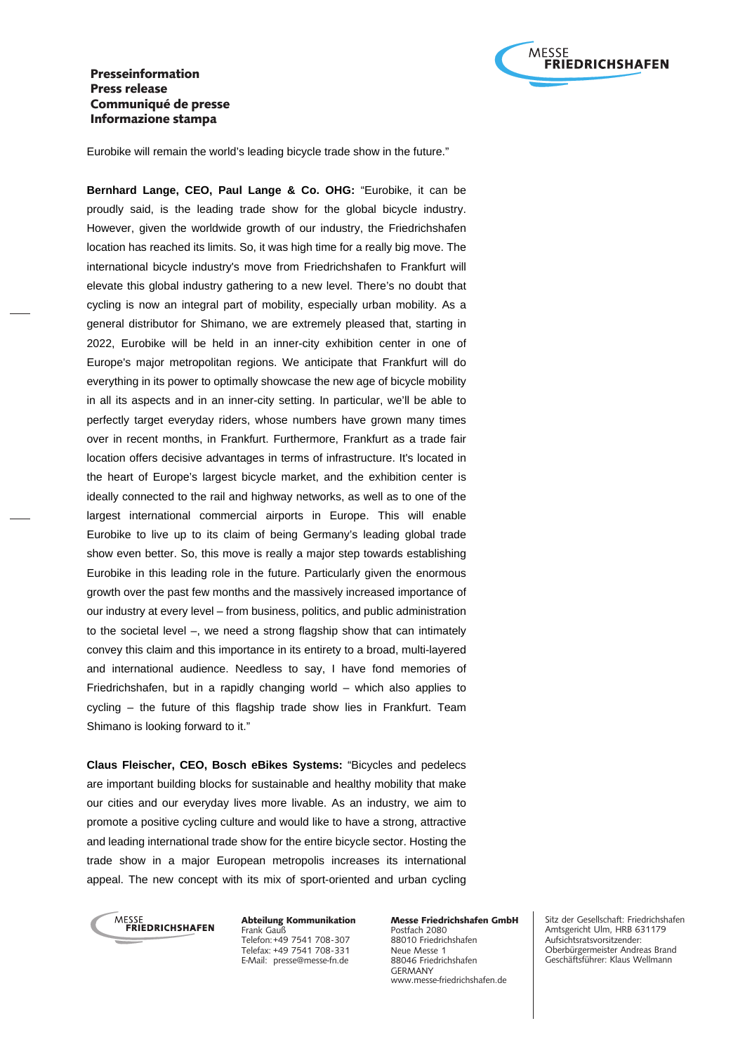Eurobike will remain the world's leading bicycle trade show in the future."

**Bernhard Lange, CEO, Paul Lange & Co. OHG:** "Eurobike, it can be proudly said, is the leading trade show for the global bicycle industry. However, given the worldwide growth of our industry, the Friedrichshafen location has reached its limits. So, it was high time for a really big move. The international bicycle industry's move from Friedrichshafen to Frankfurt will elevate this global industry gathering to a new level. There's no doubt that cycling is now an integral part of mobility, especially urban mobility. As a general distributor for Shimano, we are extremely pleased that, starting in 2022, Eurobike will be held in an inner-city exhibition center in one of Europe's major metropolitan regions. We anticipate that Frankfurt will do everything in its power to optimally showcase the new age of bicycle mobility in all its aspects and in an inner-city setting. In particular, we'll be able to perfectly target everyday riders, whose numbers have grown many times over in recent months, in Frankfurt. Furthermore, Frankfurt as a trade fair location offers decisive advantages in terms of infrastructure. It's located in the heart of Europe's largest bicycle market, and the exhibition center is ideally connected to the rail and highway networks, as well as to one of the largest international commercial airports in Europe. This will enable Eurobike to live up to its claim of being Germany's leading global trade show even better. So, this move is really a major step towards establishing Eurobike in this leading role in the future. Particularly given the enormous growth over the past few months and the massively increased importance of our industry at every level – from business, politics, and public administration to the societal level –, we need a strong flagship show that can intimately convey this claim and this importance in its entirety to a broad, multi-layered and international audience. Needless to say, I have fond memories of Friedrichshafen, but in a rapidly changing world – which also applies to cycling – the future of this flagship trade show lies in Frankfurt. Team Shimano is looking forward to it."

**Claus Fleischer, CEO, Bosch eBikes Systems:** "Bicycles and pedelecs are important building blocks for sustainable and healthy mobility that make our cities and our everyday lives more livable. As an industry, we aim to promote a positive cycling culture and would like to have a strong, attractive and leading international trade show for the entire bicycle sector. Hosting the trade show in a major European metropolis increases its international appeal. The new concept with its mix of sport-oriented and urban cycling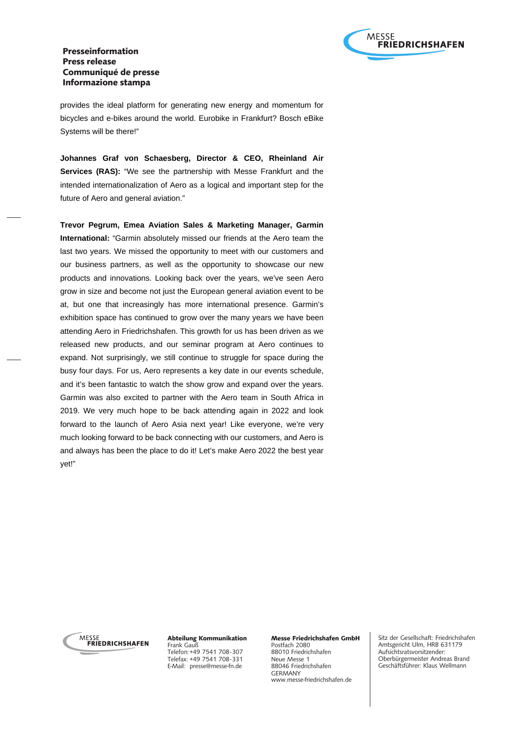provides the ideal platform for generating new energy and momentum for bicycles and e-bikes around the world. Eurobike in Frankfurt? Bosch eBike Systems will be there!"

**Johannes Graf von Schaesberg, Director & CEO, Rheinland Air Services (RAS):** "We see the partnership with Messe Frankfurt and the intended internationalization of Aero as a logical and important step for the future of Aero and general aviation."

**Trevor Pegrum, Emea Aviation Sales & Marketing Manager, Garmin International:** "Garmin absolutely missed our friends at the Aero team the last two years. We missed the opportunity to meet with our customers and our business partners, as well as the opportunity to showcase our new products and innovations. Looking back over the years, we've seen Aero grow in size and become not just the European general aviation event to be at, but one that increasingly has more international presence. Garmin's exhibition space has continued to grow over the many years we have been attending Aero in Friedrichshafen. This growth for us has been driven as we released new products, and our seminar program at Aero continues to expand. Not surprisingly, we still continue to struggle for space during the busy four days. For us, Aero represents a key date in our events schedule, and it's been fantastic to watch the show grow and expand over the years. Garmin was also excited to partner with the Aero team in South Africa in 2019. We very much hope to be back attending again in 2022 and look forward to the launch of Aero Asia next year! Like everyone, we're very much looking forward to be back connecting with our customers, and Aero is and always has been the place to do it! Let's make Aero 2022 the best year yet!"